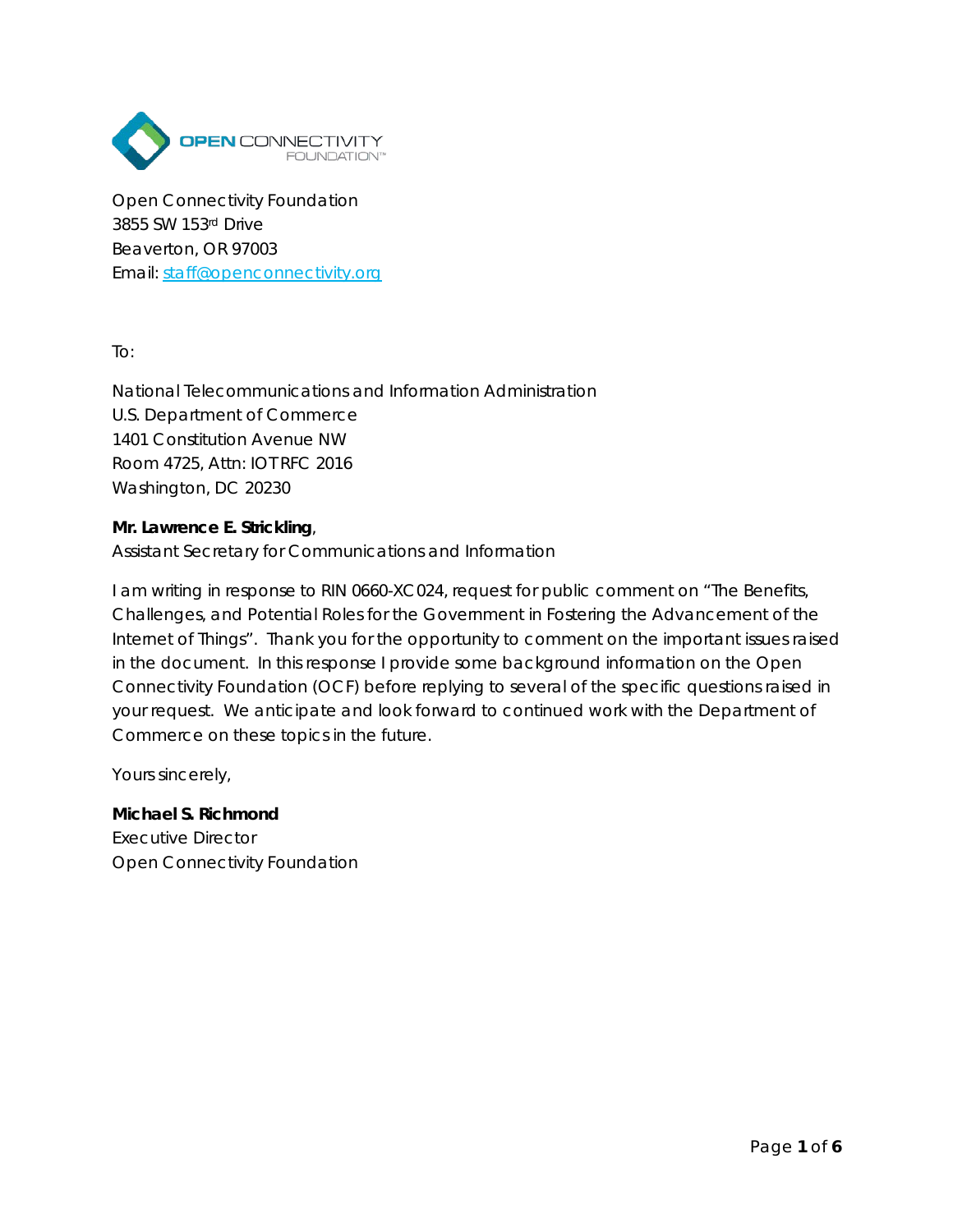OPEN CONNECTIVITY FOUNDATION™

Open Connectivity Foundation
3855 SW 153rd Drive
Beaverton, OR 97003
Email: staff@openconnectivity.org

To:

National Telecommunications and Information Administration
U.S. Department of Commerce
1401 Constitution Avenue NW
Room 4725, Attn: IOTRFC 2016
Washington, DC 20230

**Mr. Lawrence E. Strickling**,
Assistant Secretary for Communications and Information

I am writing in response to RIN 0660-XC024, request for public comment on "The Benefits, Challenges, and Potential Roles for the Government in Fostering the Advancement of the Internet of Things". Thank you for the opportunity to comment on the important issues raised in the document. In this response I provide some background information on the Open Connectivity Foundation (OCF) before replying to several of the specific questions raised in your request. We anticipate and look forward to continued work with the Department of Commerce on these topics in the future.

Yours sincerely,

**Michael S. Richmond**
Executive Director
Open Connectivity Foundation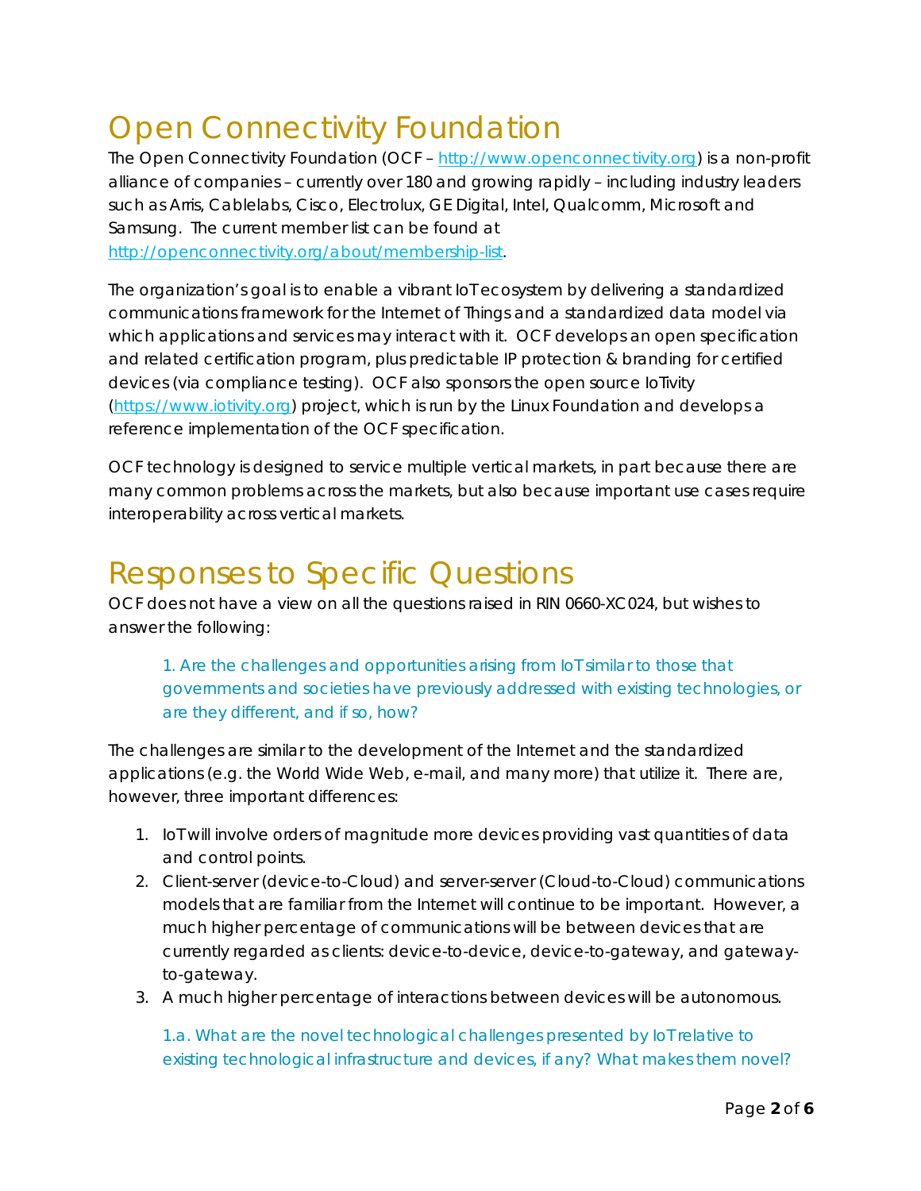# Open Connectivity Foundation

The Open Connectivity Foundation (OCF – http://www.openconnectivity.org) is a non-profit alliance of companies – currently over 180 and growing rapidly – including industry leaders such as Arris, Cablelabs, Cisco, Electrolux, GE Digital, Intel, Qualcomm, Microsoft and Samsung. The current member list can be found at http://openconnectivity.org/about/membership-list.

The organization's goal is to enable a vibrant IoT ecosystem by delivering a standardized communications framework for the Internet of Things and a standardized data model via which applications and services may interact with it. OCF develops an open specification and related certification program, plus predictable IP protection & branding for certified devices (via compliance testing). OCF also sponsors the open source IoTivity (https://www.iotivity.org) project, which is run by the Linux Foundation and develops a reference implementation of the OCF specification.

OCF technology is designed to service multiple vertical markets, in part because there are many common problems across the markets, but also because important use cases require interoperability across vertical markets.

# Responses to Specific Questions

OCF does not have a view on all the questions raised in RIN 0660-XC024, but wishes to answer the following:

> 1. Are the challenges and opportunities arising from IoT similar to those that governments and societies have previously addressed with existing technologies, or are they different, and if so, how?

The challenges are similar to the development of the Internet and the standardized applications (e.g. the World Wide Web, e-mail, and many more) that utilize it. There are, however, three important differences:

1. IoT will involve orders of magnitude more devices providing vast quantities of data and control points.
2. Client-server (device-to-Cloud) and server-server (Cloud-to-Cloud) communications models that are familiar from the Internet will continue to be important. However, a much higher percentage of communications will be between devices that are currently regarded as clients: device-to-device, device-to-gateway, and gateway-to-gateway.
3. A much higher percentage of interactions between devices will be autonomous.

> 1.a. What are the novel technological challenges presented by IoT relative to existing technological infrastructure and devices, if any? What makes them novel?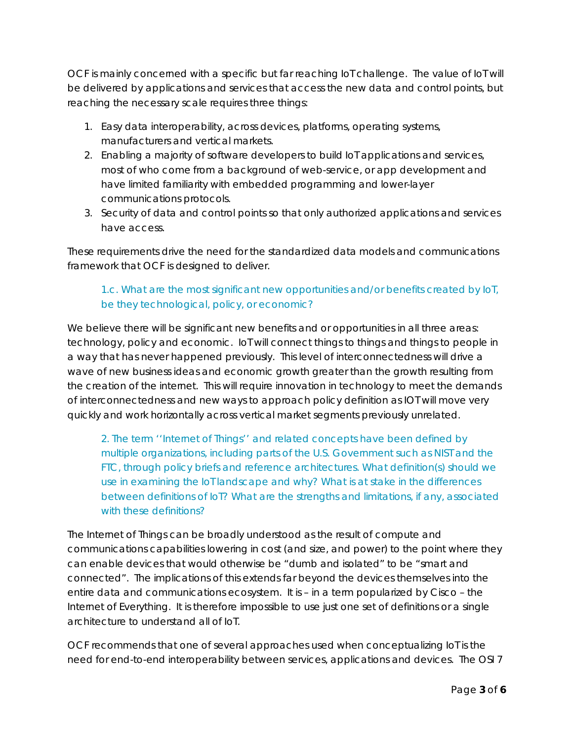OCF is mainly concerned with a specific but far reaching IoT challenge. The value of IoT will be delivered by applications and services that access the new data and control points, but reaching the necessary scale requires three things:

1. Easy data interoperability, across devices, platforms, operating systems, manufacturers and vertical markets.
2. Enabling a majority of software developers to build IoT applications and services, most of who come from a background of web-service, or app development and have limited familiarity with embedded programming and lower-layer communications protocols.
3. Security of data and control points so that only authorized applications and services have access.

These requirements drive the need for the standardized data models and communications framework that OCF is designed to deliver.

> 1.c. What are the most significant new opportunities and/or benefits created by IoT, be they technological, policy, or economic?

We believe there will be significant new benefits and or opportunities in all three areas: technology, policy and economic. IoT will connect things to things and things to people in a way that has never happened previously. This level of interconnectedness will drive a wave of new business ideas and economic growth greater than the growth resulting from the creation of the internet. This will require innovation in technology to meet the demands of interconnectedness and new ways to approach policy definition as IOT will move very quickly and work horizontally across vertical market segments previously unrelated.

> 2. The term ''Internet of Things'' and related concepts have been defined by multiple organizations, including parts of the U.S. Government such as NIST and the FTC, through policy briefs and reference architectures. What definition(s) should we use in examining the IoT landscape and why? What is at stake in the differences between definitions of IoT? What are the strengths and limitations, if any, associated with these definitions?

The Internet of Things can be broadly understood as the result of compute and communications capabilities lowering in cost (and size, and power) to the point where they can enable devices that would otherwise be "dumb and isolated" to be "smart and connected". The implications of this extends far beyond the devices themselves into the entire data and communications ecosystem. It is – in a term popularized by Cisco – the Internet of Everything. It is therefore impossible to use just one set of definitions or a single architecture to understand all of IoT.

OCF recommends that one of several approaches used when conceptualizing IoT is the need for end-to-end interoperability between services, applications and devices. The OSI 7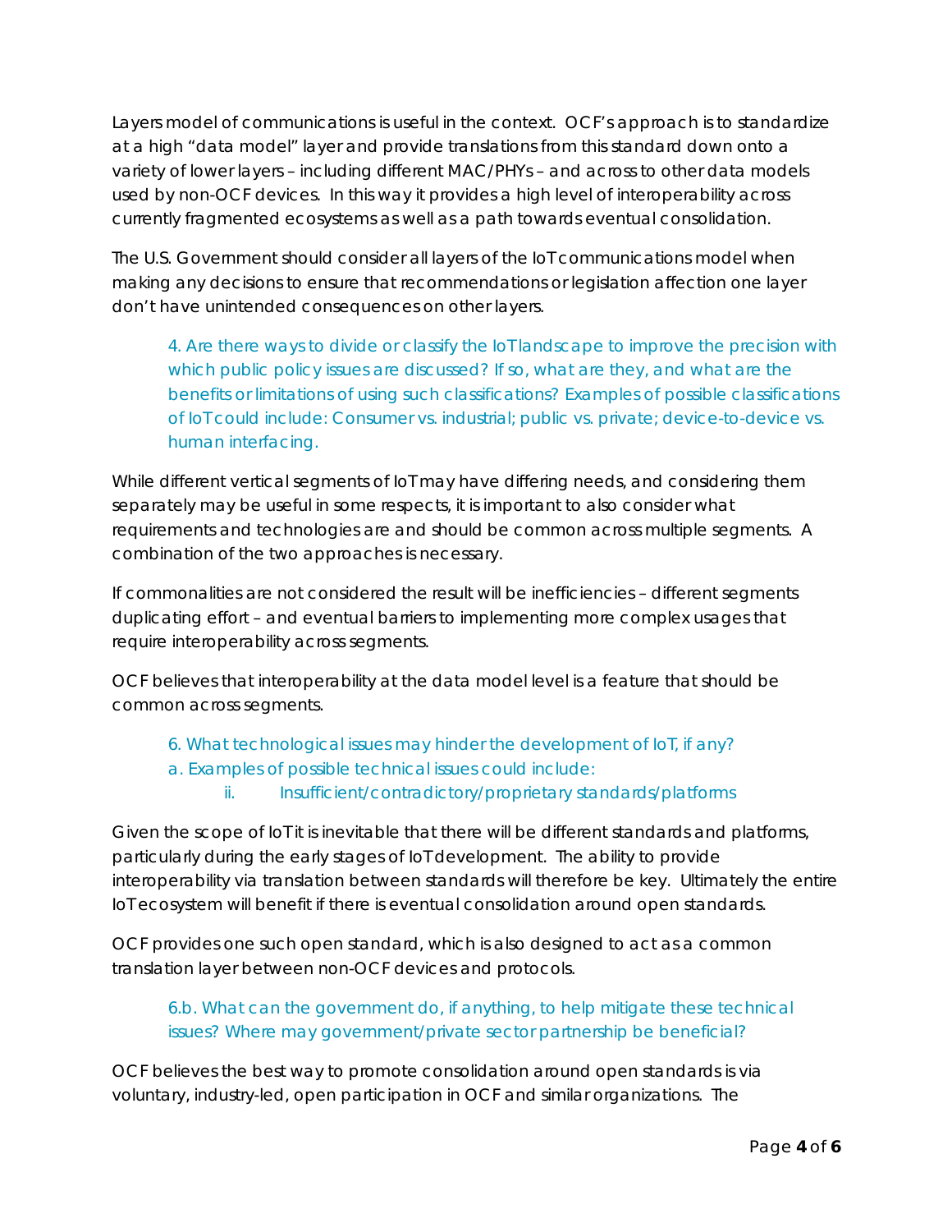Layers model of communications is useful in the context. OCF's approach is to standardize at a high "data model" layer and provide translations from this standard down onto a variety of lower layers – including different MAC/PHYs – and across to other data models used by non-OCF devices. In this way it provides a high level of interoperability across currently fragmented ecosystems as well as a path towards eventual consolidation.

The U.S. Government should consider all layers of the IoT communications model when making any decisions to ensure that recommendations or legislation affection one layer don't have unintended consequences on other layers.

> 4. Are there ways to divide or classify the IoT landscape to improve the precision with which public policy issues are discussed? If so, what are they, and what are the benefits or limitations of using such classifications? Examples of possible classifications of IoT could include: Consumer vs. industrial; public vs. private; device-to-device vs. human interfacing.

While different vertical segments of IoT may have differing needs, and considering them separately may be useful in some respects, it is important to also consider what requirements and technologies are and should be common across multiple segments. A combination of the two approaches is necessary.

If commonalities are not considered the result will be inefficiencies – different segments duplicating effort – and eventual barriers to implementing more complex usages that require interoperability across segments.

OCF believes that interoperability at the data model level is a feature that should be common across segments.

> 6. What technological issues may hinder the development of IoT, if any?
> a. Examples of possible technical issues could include:
> ii. Insufficient/contradictory/proprietary standards/platforms

Given the scope of IoT it is inevitable that there will be different standards and platforms, particularly during the early stages of IoT development. The ability to provide interoperability via translation between standards will therefore be key. Ultimately the entire IoT ecosystem will benefit if there is eventual consolidation around open standards.

OCF provides one such open standard, which is also designed to act as a common translation layer between non-OCF devices and protocols.

> 6.b. What can the government do, if anything, to help mitigate these technical issues? Where may government/private sector partnership be beneficial?

OCF believes the best way to promote consolidation around open standards is via voluntary, industry-led, open participation in OCF and similar organizations. The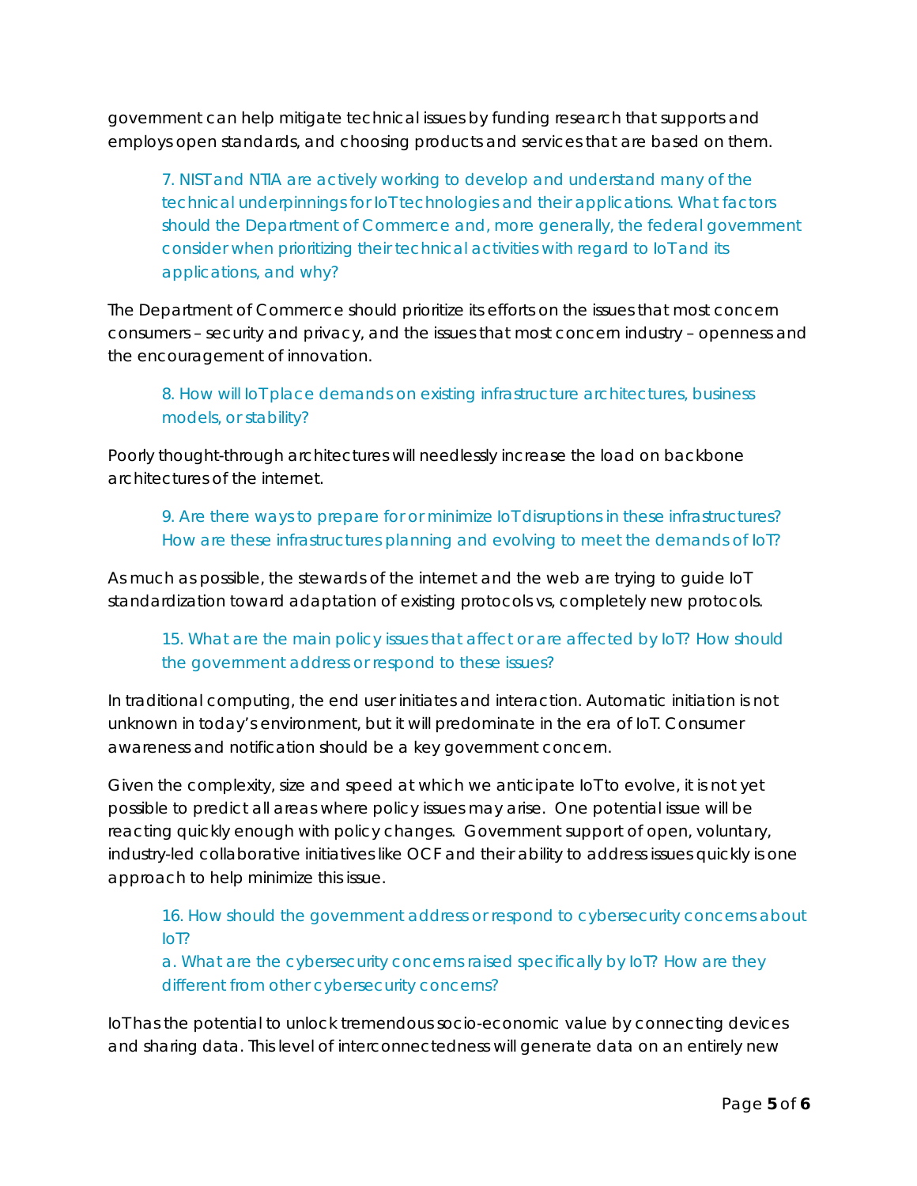government can help mitigate technical issues by funding research that supports and employs open standards, and choosing products and services that are based on them.

> 7. NIST and NTIA are actively working to develop and understand many of the technical underpinnings for IoT technologies and their applications. What factors should the Department of Commerce and, more generally, the federal government consider when prioritizing their technical activities with regard to IoT and its applications, and why?

The Department of Commerce should prioritize its efforts on the issues that most concern consumers – security and privacy, and the issues that most concern industry – openness and the encouragement of innovation.

> 8. How will IoT place demands on existing infrastructure architectures, business models, or stability?

Poorly thought-through architectures will needlessly increase the load on backbone architectures of the internet.

> 9. Are there ways to prepare for or minimize IoT disruptions in these infrastructures? How are these infrastructures planning and evolving to meet the demands of IoT?

As much as possible, the stewards of the internet and the web are trying to guide IoT standardization toward adaptation of existing protocols vs, completely new protocols.

> 15. What are the main policy issues that affect or are affected by IoT? How should the government address or respond to these issues?

In traditional computing, the end user initiates and interaction. Automatic initiation is not unknown in today's environment, but it will predominate in the era of IoT. Consumer awareness and notification should be a key government concern.

Given the complexity, size and speed at which we anticipate IoT to evolve, it is not yet possible to predict all areas where policy issues may arise. One potential issue will be reacting quickly enough with policy changes. Government support of open, voluntary, industry-led collaborative initiatives like OCF and their ability to address issues quickly is one approach to help minimize this issue.

> 16. How should the government address or respond to cybersecurity concerns about IoT?
> a. What are the cybersecurity concerns raised specifically by IoT? How are they different from other cybersecurity concerns?

IoT has the potential to unlock tremendous socio-economic value by connecting devices and sharing data. This level of interconnectedness will generate data on an entirely new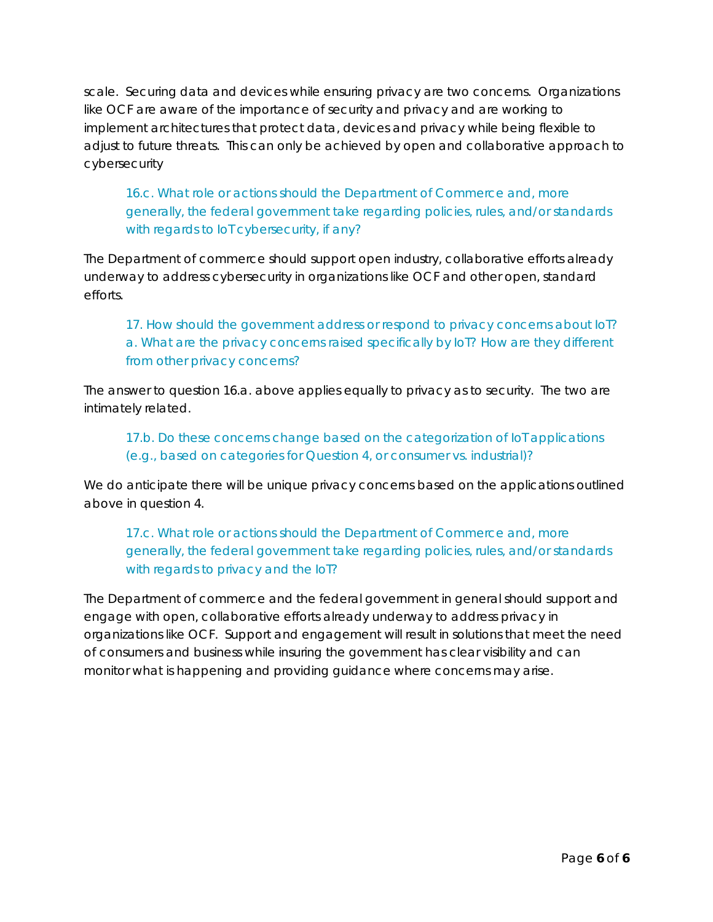scale. Securing data and devices while ensuring privacy are two concerns. Organizations like OCF are aware of the importance of security and privacy and are working to implement architectures that protect data, devices and privacy while being flexible to adjust to future threats. This can only be achieved by open and collaborative approach to cybersecurity

> 16.c. What role or actions should the Department of Commerce and, more generally, the federal government take regarding policies, rules, and/or standards with regards to IoT cybersecurity, if any?

The Department of commerce should support open industry, collaborative efforts already underway to address cybersecurity in organizations like OCF and other open, standard efforts.

> 17. How should the government address or respond to privacy concerns about IoT?
> a. What are the privacy concerns raised specifically by IoT? How are they different from other privacy concerns?

The answer to question 16.a. above applies equally to privacy as to security. The two are intimately related.

> 17.b. Do these concerns change based on the categorization of IoT applications (e.g., based on categories for Question 4, or consumer vs. industrial)?

We do anticipate there will be unique privacy concerns based on the applications outlined above in question 4.

> 17.c. What role or actions should the Department of Commerce and, more generally, the federal government take regarding policies, rules, and/or standards with regards to privacy and the IoT?

The Department of commerce and the federal government in general should support and engage with open, collaborative efforts already underway to address privacy in organizations like OCF. Support and engagement will result in solutions that meet the need of consumers and business while insuring the government has clear visibility and can monitor what is happening and providing guidance where concerns may arise.